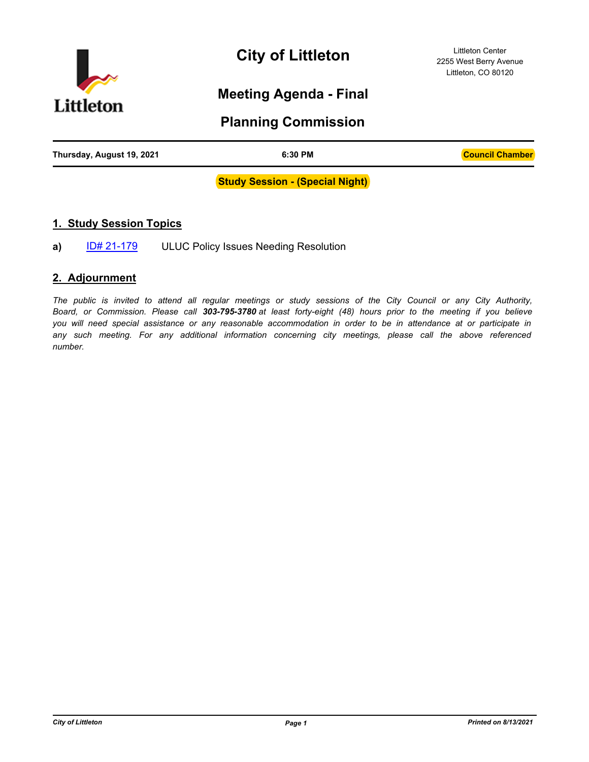# City of Littleton

Littleton Center
2255 West Berry Avenue
Littleton, CO 80120

## Meeting Agenda - Final

## Planning Commission

| Thursday, August 19, 2021 | 6:30 PM | Council Chamber |
|---|---|---|

**Study Session - (Special Night)**

## 1. Study Session Topics

**a)** ID# 21-179 ULUC Policy Issues Needing Resolution

## 2. Adjournment

*The public is invited to attend all regular meetings or study sessions of the City Council or any City Authority, Board, or Commission. Please call **303-795-3780** at least forty-eight (48) hours prior to the meeting if you believe you will need special assistance or any reasonable accommodation in order to be in attendance at or participate in any such meeting. For any additional information concerning city meetings, please call the above referenced number.*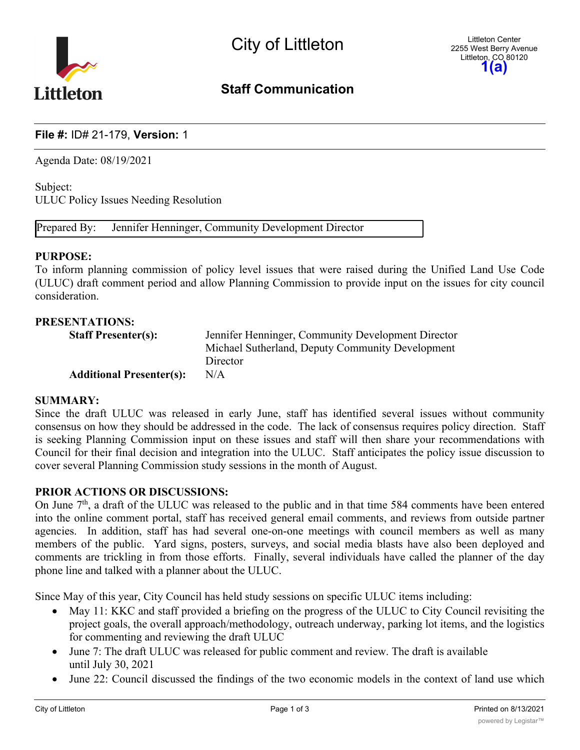City of Littleton

Littleton Center
2255 West Berry Avenue
Littleton, CO 80120

**1(a)**

## Staff Communication

**File #:** ID# 21-179, **Version:** 1

Agenda Date: 08/19/2021

Subject:
ULUC Policy Issues Needing Resolution

| Prepared By: | Jennifer Henninger, Community Development Director |
| --- | --- |

**PURPOSE:**
To inform planning commission of policy level issues that were raised during the Unified Land Use Code (ULUC) draft comment period and allow Planning Commission to provide input on the issues for city council consideration.

**PRESENTATIONS:**

| | |
| --- | --- |
| **Staff Presenter(s):** | Jennifer Henninger, Community Development Director<br>Michael Sutherland, Deputy Community Development Director |
| **Additional Presenter(s):** | N/A |

**SUMMARY:**
Since the draft ULUC was released in early June, staff has identified several issues without community consensus on how they should be addressed in the code. The lack of consensus requires policy direction. Staff is seeking Planning Commission input on these issues and staff will then share your recommendations with Council for their final decision and integration into the ULUC. Staff anticipates the policy issue discussion to cover several Planning Commission study sessions in the month of August.

**PRIOR ACTIONS OR DISCUSSIONS:**
On June 7th, a draft of the ULUC was released to the public and in that time 584 comments have been entered into the online comment portal, staff has received general email comments, and reviews from outside partner agencies. In addition, staff has had several one-on-one meetings with council members as well as many members of the public. Yard signs, posters, surveys, and social media blasts have also been deployed and comments are trickling in from those efforts. Finally, several individuals have called the planner of the day phone line and talked with a planner about the ULUC.

Since May of this year, City Council has held study sessions on specific ULUC items including:

- May 11: KKC and staff provided a briefing on the progress of the ULUC to City Council revisiting the project goals, the overall approach/methodology, outreach underway, parking lot items, and the logistics for commenting and reviewing the draft ULUC
- June 7: The draft ULUC was released for public comment and review. The draft is available until July 30, 2021
- June 22: Council discussed the findings of the two economic models in the context of land use which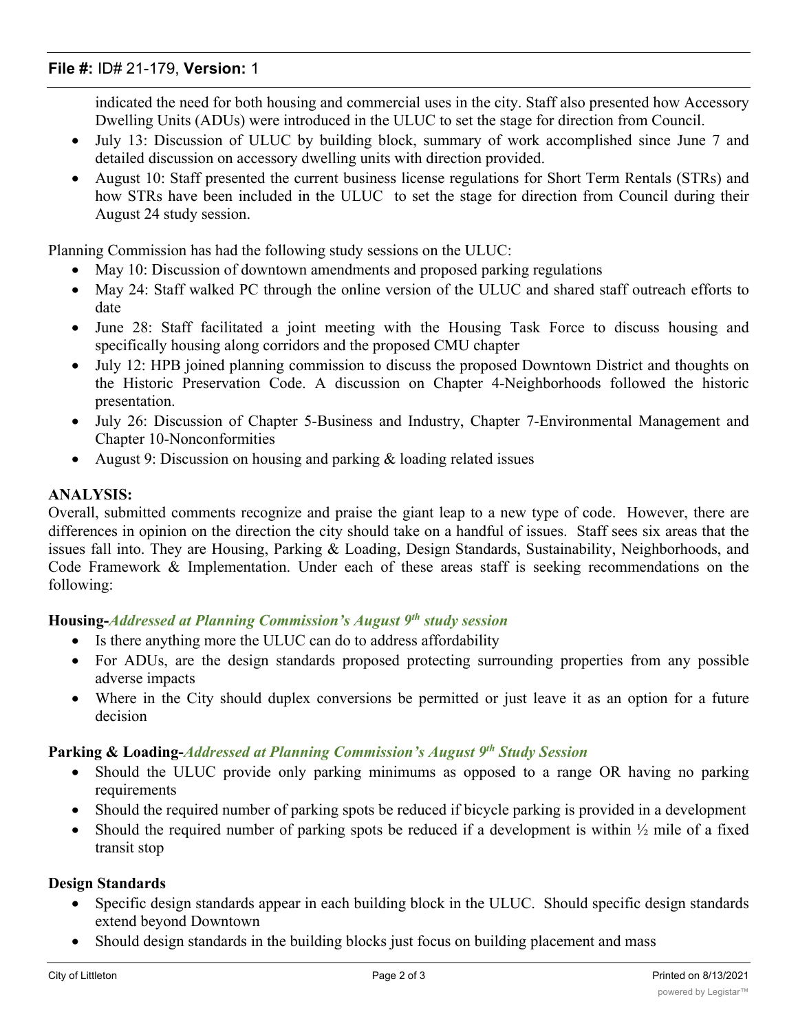indicated the need for both housing and commercial uses in the city. Staff also presented how Accessory Dwelling Units (ADUs) were introduced in the ULUC to set the stage for direction from Council.

- July 13: Discussion of ULUC by building block, summary of work accomplished since June 7 and detailed discussion on accessory dwelling units with direction provided.
- August 10: Staff presented the current business license regulations for Short Term Rentals (STRs) and how STRs have been included in the ULUC to set the stage for direction from Council during their August 24 study session.

Planning Commission has had the following study sessions on the ULUC:

- May 10: Discussion of downtown amendments and proposed parking regulations
- May 24: Staff walked PC through the online version of the ULUC and shared staff outreach efforts to date
- June 28: Staff facilitated a joint meeting with the Housing Task Force to discuss housing and specifically housing along corridors and the proposed CMU chapter
- July 12: HPB joined planning commission to discuss the proposed Downtown District and thoughts on the Historic Preservation Code. A discussion on Chapter 4-Neighborhoods followed the historic presentation.
- July 26: Discussion of Chapter 5-Business and Industry, Chapter 7-Environmental Management and Chapter 10-Nonconformities
- August 9: Discussion on housing and parking & loading related issues

**ANALYSIS:**

Overall, submitted comments recognize and praise the giant leap to a new type of code. However, there are differences in opinion on the direction the city should take on a handful of issues. Staff sees six areas that the issues fall into. They are Housing, Parking & Loading, Design Standards, Sustainability, Neighborhoods, and Code Framework & Implementation. Under each of these areas staff is seeking recommendations on the following:

**Housing-*Addressed at Planning Commission's August 9th study session***

- Is there anything more the ULUC can do to address affordability
- For ADUs, are the design standards proposed protecting surrounding properties from any possible adverse impacts
- Where in the City should duplex conversions be permitted or just leave it as an option for a future decision

**Parking & Loading-*Addressed at Planning Commission's August 9th Study Session***

- Should the ULUC provide only parking minimums as opposed to a range OR having no parking requirements
- Should the required number of parking spots be reduced if bicycle parking is provided in a development
- Should the required number of parking spots be reduced if a development is within ½ mile of a fixed transit stop

**Design Standards**

- Specific design standards appear in each building block in the ULUC. Should specific design standards extend beyond Downtown
- Should design standards in the building blocks just focus on building placement and mass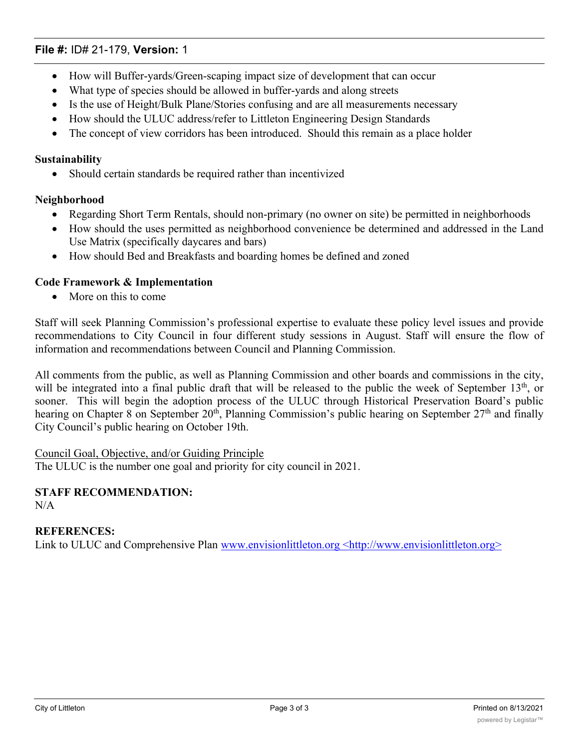- How will Buffer-yards/Green-scaping impact size of development that can occur
- What type of species should be allowed in buffer-yards and along streets
- Is the use of Height/Bulk Plane/Stories confusing and are all measurements necessary
- How should the ULUC address/refer to Littleton Engineering Design Standards
- The concept of view corridors has been introduced. Should this remain as a place holder

**Sustainability**

- Should certain standards be required rather than incentivized

**Neighborhood**

- Regarding Short Term Rentals, should non-primary (no owner on site) be permitted in neighborhoods
- How should the uses permitted as neighborhood convenience be determined and addressed in the Land Use Matrix (specifically daycares and bars)
- How should Bed and Breakfasts and boarding homes be defined and zoned

**Code Framework & Implementation**

- More on this to come

Staff will seek Planning Commission's professional expertise to evaluate these policy level issues and provide recommendations to City Council in four different study sessions in August. Staff will ensure the flow of information and recommendations between Council and Planning Commission.

All comments from the public, as well as Planning Commission and other boards and commissions in the city, will be integrated into a final public draft that will be released to the public the week of September 13th, or sooner. This will begin the adoption process of the ULUC through Historical Preservation Board's public hearing on Chapter 8 on September 20th, Planning Commission's public hearing on September 27th and finally City Council's public hearing on October 19th.

Council Goal, Objective, and/or Guiding Principle

The ULUC is the number one goal and priority for city council in 2021.

**STAFF RECOMMENDATION:**

N/A

**REFERENCES:**

Link to ULUC and Comprehensive Plan www.envisionlittleton.org <http://www.envisionlittleton.org>